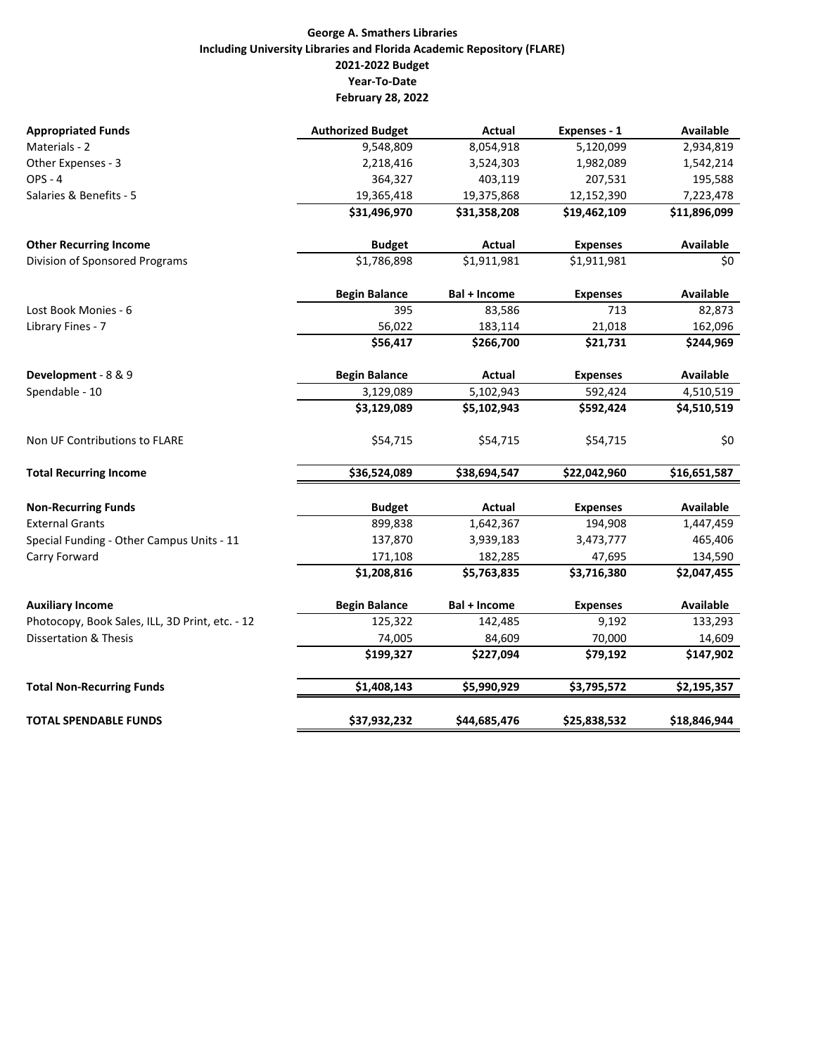**George A. Smathers Libraries**
**Including University Libraries and Florida Academic Repository (FLARE)**
**2021-2022 Budget**
**Year-To-Date**
**February 28, 2022**

| **Appropriated Funds** | **Authorized Budget** | **Actual** | **Expenses - 1** | **Available** |
|---|---|---|---|---|
| Materials - 2 | 9,548,809 | 8,054,918 | 5,120,099 | 2,934,819 |
| Other Expenses - 3 | 2,218,416 | 3,524,303 | 1,982,089 | 1,542,214 |
| OPS - 4 | 364,327 | 403,119 | 207,531 | 195,588 |
| Salaries & Benefits - 5 | 19,365,418 | 19,375,868 | 12,152,390 | 7,223,478 |
| | **$31,496,970** | **$31,358,208** | **$19,462,109** | **$11,896,099** |
| **Other Recurring Income** | **Budget** | **Actual** | **Expenses** | **Available** |
| Division of Sponsored Programs | $1,786,898 | $1,911,981 | $1,911,981 | $0 |
| | **Begin Balance** | **Bal + Income** | **Expenses** | **Available** |
| Lost Book Monies - 6 | 395 | 83,586 | 713 | 82,873 |
| Library Fines - 7 | 56,022 | 183,114 | 21,018 | 162,096 |
| | **$56,417** | **$266,700** | **$21,731** | **$244,969** |
| **Development** - 8 & 9 | **Begin Balance** | **Actual** | **Expenses** | **Available** |
| Spendable - 10 | 3,129,089 | 5,102,943 | 592,424 | 4,510,519 |
| | **$3,129,089** | **$5,102,943** | **$592,424** | **$4,510,519** |
| Non UF Contributions to FLARE | $54,715 | $54,715 | $54,715 | $0 |
| **Total Recurring Income** | **$36,524,089** | **$38,694,547** | **$22,042,960** | **$16,651,587** |
| **Non-Recurring Funds** | **Budget** | **Actual** | **Expenses** | **Available** |
| External Grants | 899,838 | 1,642,367 | 194,908 | 1,447,459 |
| Special Funding - Other Campus Units - 11 | 137,870 | 3,939,183 | 3,473,777 | 465,406 |
| Carry Forward | 171,108 | 182,285 | 47,695 | 134,590 |
| | **$1,208,816** | **$5,763,835** | **$3,716,380** | **$2,047,455** |
| **Auxiliary Income** | **Begin Balance** | **Bal + Income** | **Expenses** | **Available** |
| Photocopy, Book Sales, ILL, 3D Print, etc. - 12 | 125,322 | 142,485 | 9,192 | 133,293 |
| Dissertation & Thesis | 74,005 | 84,609 | 70,000 | 14,609 |
| | **$199,327** | **$227,094** | **$79,192** | **$147,902** |
| **Total Non-Recurring Funds** | **$1,408,143** | **$5,990,929** | **$3,795,572** | **$2,195,357** |
| **TOTAL SPENDABLE FUNDS** | **$37,932,232** | **$44,685,476** | **$25,838,532** | **$18,846,944** |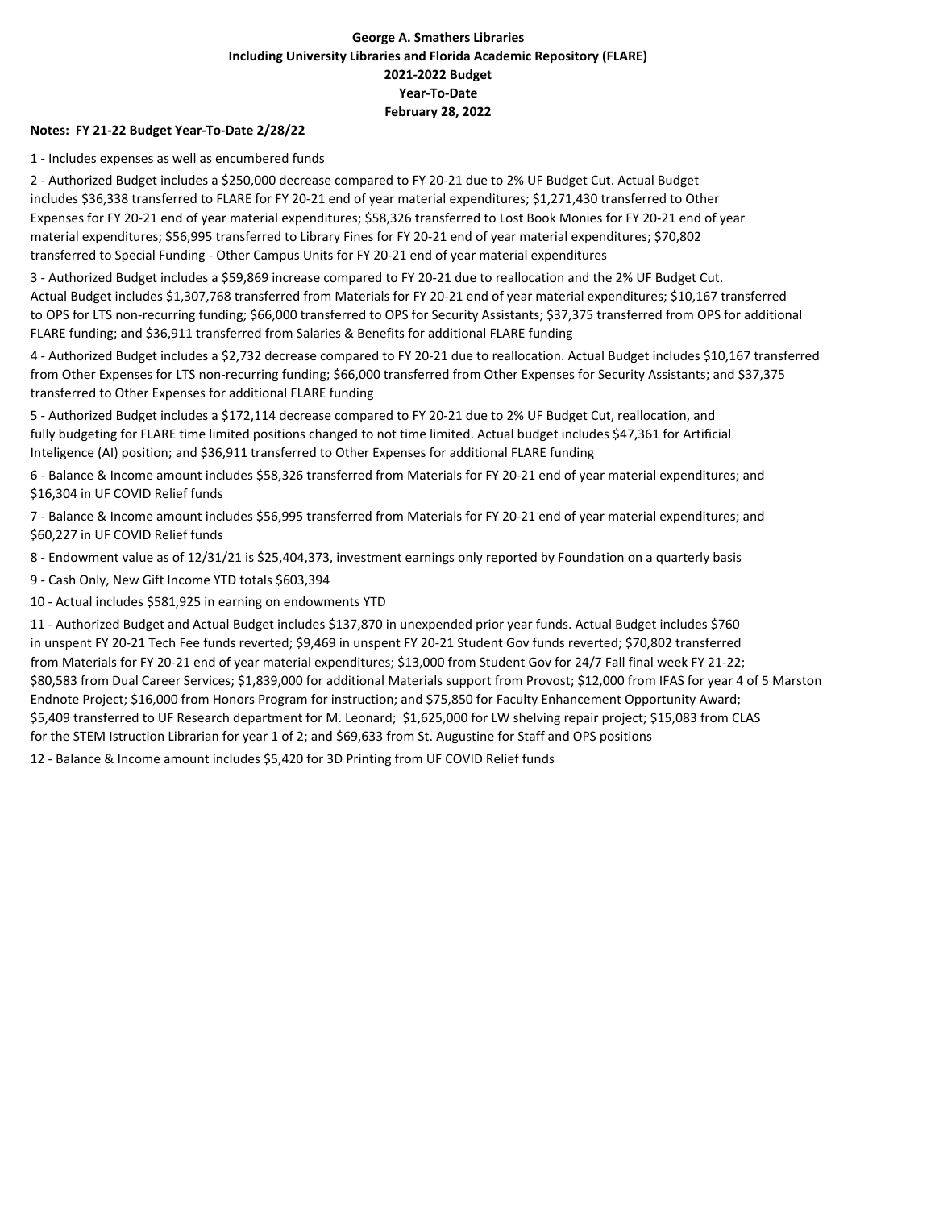**George A. Smathers Libraries**
**Including University Libraries and Florida Academic Repository (FLARE)**
**2021-2022 Budget**
**Year-To-Date**
**February 28, 2022**

**Notes: FY 21-22 Budget Year-To-Date 2/28/22**

1 - Includes expenses as well as encumbered funds

2 - Authorized Budget includes a $250,000 decrease compared to FY 20-21 due to 2% UF Budget Cut. Actual Budget includes $36,338 transferred to FLARE for FY 20-21 end of year material expenditures; $1,271,430 transferred to Other Expenses for FY 20-21 end of year material expenditures; $58,326 transferred to Lost Book Monies for FY 20-21 end of year material expenditures; $56,995 transferred to Library Fines for FY 20-21 end of year material expenditures; $70,802 transferred to Special Funding - Other Campus Units for FY 20-21 end of year material expenditures

3 - Authorized Budget includes a $59,869 increase compared to FY 20-21 due to reallocation and the 2% UF Budget Cut. Actual Budget includes $1,307,768 transferred from Materials for FY 20-21 end of year material expenditures; $10,167 transferred to OPS for LTS non-recurring funding; $66,000 transferred to OPS for Security Assistants; $37,375 transferred from OPS for additional FLARE funding; and $36,911 transferred from Salaries & Benefits for additional FLARE funding

4 - Authorized Budget includes a $2,732 decrease compared to FY 20-21 due to reallocation. Actual Budget includes $10,167 transferred from Other Expenses for LTS non-recurring funding; $66,000 transferred from Other Expenses for Security Assistants; and $37,375 transferred to Other Expenses for additional FLARE funding

5 - Authorized Budget includes a $172,114 decrease compared to FY 20-21 due to 2% UF Budget Cut, reallocation, and fully budgeting for FLARE time limited positions changed to not time limited. Actual budget includes $47,361 for Artificial Inteligence (AI) position; and $36,911 transferred to Other Expenses for additional FLARE funding

6 - Balance & Income amount includes $58,326 transferred from Materials for FY 20-21 end of year material expenditures; and $16,304 in UF COVID Relief funds

7 - Balance & Income amount includes $56,995 transferred from Materials for FY 20-21 end of year material expenditures; and $60,227 in UF COVID Relief funds

8 - Endowment value as of 12/31/21 is $25,404,373, investment earnings only reported by Foundation on a quarterly basis

9 - Cash Only, New Gift Income YTD totals $603,394

10 - Actual includes $581,925 in earning on endowments YTD

11 - Authorized Budget and Actual Budget includes $137,870 in unexpended prior year funds. Actual Budget includes $760 in unspent FY 20-21 Tech Fee funds reverted; $9,469 in unspent FY 20-21 Student Gov funds reverted; $70,802 transferred from Materials for FY 20-21 end of year material expenditures; $13,000 from Student Gov for 24/7 Fall final week FY 21-22; $80,583 from Dual Career Services; $1,839,000 for additional Materials support from Provost; $12,000 from IFAS for year 4 of 5 Marston Endnote Project; $16,000 from Honors Program for instruction; and $75,850 for Faculty Enhancement Opportunity Award; $5,409 transferred to UF Research department for M. Leonard; $1,625,000 for LW shelving repair project; $15,083 from CLAS for the STEM Istruction Librarian for year 1 of 2; and $69,633 from St. Augustine for Staff and OPS positions

12 - Balance & Income amount includes $5,420 for 3D Printing from UF COVID Relief funds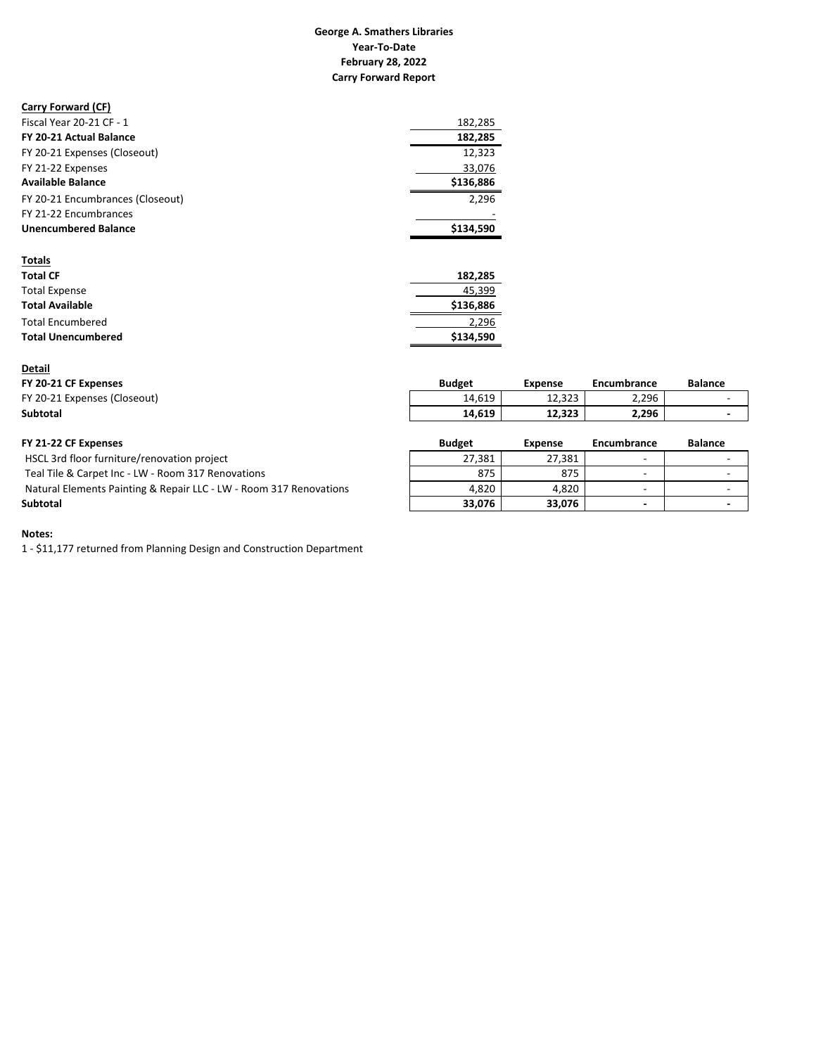**George A. Smathers Libraries**
**Year-To-Date**
**February 28, 2022**
**Carry Forward Report**

**Carry Forward (CF)**

| | |
|---|---|
| Fiscal Year 20-21 CF - 1 | 182,285 |
| **FY 20-21 Actual Balance** | **182,285** |
| FY 20-21 Expenses (Closeout) | 12,323 |
| FY 21-22 Expenses | 33,076 |
| **Available Balance** | **$136,886** |
| FY 20-21 Encumbrances (Closeout) | 2,296 |
| FY 21-22 Encumbrances | - |
| **Unencumbered Balance** | **$134,590** |

**Totals**

| | |
|---|---|
| **Total CF** | **182,285** |
| Total Expense | 45,399 |
| **Total Available** | **$136,886** |
| Total Encumbered | 2,296 |
| **Total Unencumbered** | **$134,590** |

**Detail**

| **FY 20-21 CF Expenses** | **Budget** | **Expense** | **Encumbrance** | **Balance** |
|---|---|---|---|---|
| FY 20-21 Expenses (Closeout) | 14,619 | 12,323 | 2,296 | - |
| **Subtotal** | **14,619** | **12,323** | **2,296** | **-** |

| **FY 21-22 CF Expenses** | **Budget** | **Expense** | **Encumbrance** | **Balance** |
|---|---|---|---|---|
| HSCL 3rd floor furniture/renovation project | 27,381 | 27,381 | - | - |
| Teal Tile & Carpet Inc - LW - Room 317 Renovations | 875 | 875 | - | - |
| Natural Elements Painting & Repair LLC - LW - Room 317 Renovations | 4,820 | 4,820 | - | - |
| **Subtotal** | **33,076** | **33,076** | **-** | **-** |

**Notes:**

1 - $11,177 returned from Planning Design and Construction Department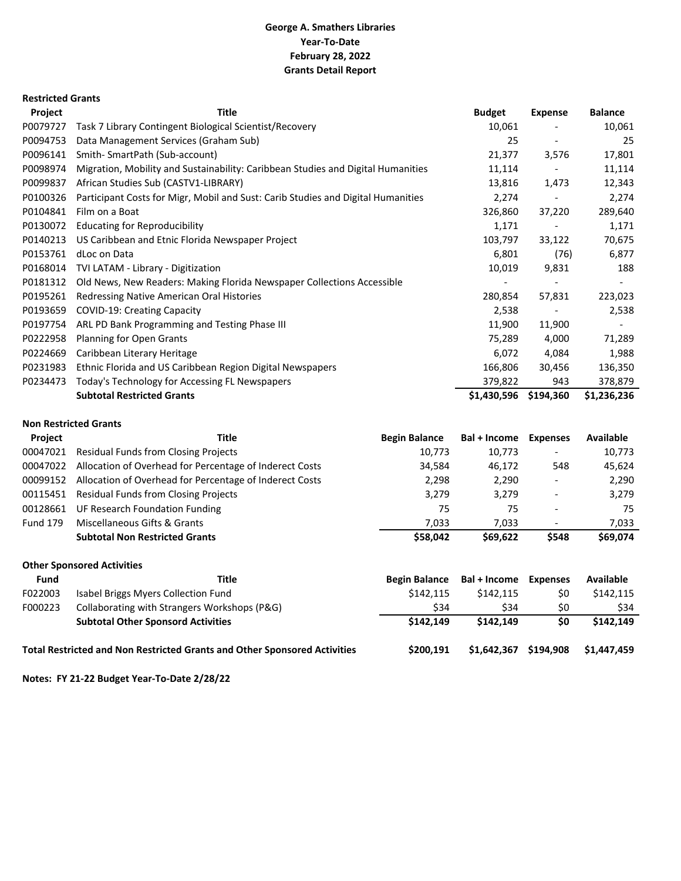**George A. Smathers Libraries**
**Year-To-Date**
**February 28, 2022**
**Grants Detail Report**

**Restricted Grants**

| Project | Title | Budget | Expense | Balance |
|---|---|---|---|---|
| P0079727 | Task 7 Library Contingent Biological Scientist/Recovery | 10,061 | - | 10,061 |
| P0094753 | Data Management Services (Graham Sub) | 25 | - | 25 |
| P0096141 | Smith- SmartPath (Sub-account) | 21,377 | 3,576 | 17,801 |
| P0098974 | Migration, Mobility and Sustainability: Caribbean Studies and Digital Humanities | 11,114 | - | 11,114 |
| P0099837 | African Studies Sub (CASTV1-LIBRARY) | 13,816 | 1,473 | 12,343 |
| P0100326 | Participant Costs for Migr, Mobil and Sust: Carib Studies and Digital Humanities | 2,274 | - | 2,274 |
| P0104841 | Film on a Boat | 326,860 | 37,220 | 289,640 |
| P0130072 | Educating for Reproducibility | 1,171 | - | 1,171 |
| P0140213 | US Caribbean and Etnic Florida Newspaper Project | 103,797 | 33,122 | 70,675 |
| P0153761 | dLoc on Data | 6,801 | (76) | 6,877 |
| P0168014 | TVI LATAM - Library - Digitization | 10,019 | 9,831 | 188 |
| P0181312 | Old News, New Readers: Making Florida Newspaper Collections Accessible | - | - | - |
| P0195261 | Redressing Native American Oral Histories | 280,854 | 57,831 | 223,023 |
| P0193659 | COVID-19: Creating Capacity | 2,538 | - | 2,538 |
| P0197754 | ARL PD Bank Programming and Testing Phase III | 11,900 | 11,900 | - |
| P0222958 | Planning for Open Grants | 75,289 | 4,000 | 71,289 |
| P0224669 | Caribbean Literary Heritage | 6,072 | 4,084 | 1,988 |
| P0231983 | Ethnic Florida and US Caribbean Region Digital Newspapers | 166,806 | 30,456 | 136,350 |
| P0234473 | Today's Technology for Accessing FL Newspapers | 379,822 | 943 | 378,879 |
| | **Subtotal Restricted Grants** | **$1,430,596** | **$194,360** | **$1,236,236** |

**Non Restricted Grants**

| Project | Title | Begin Balance | Bal + Income | Expenses | Available |
|---|---|---|---|---|---|
| 00047021 | Residual Funds from Closing Projects | 10,773 | 10,773 | - | 10,773 |
| 00047022 | Allocation of Overhead for Percentage of Inderect Costs | 34,584 | 46,172 | 548 | 45,624 |
| 00099152 | Allocation of Overhead for Percentage of Inderect Costs | 2,298 | 2,290 | - | 2,290 |
| 00115451 | Residual Funds from Closing Projects | 3,279 | 3,279 | - | 3,279 |
| 00128661 | UF Research Foundation Funding | 75 | 75 | - | 75 |
| Fund 179 | Miscellaneous Gifts & Grants | 7,033 | 7,033 | - | 7,033 |
| | **Subtotal Non Restricted Grants** | **$58,042** | **$69,622** | **$548** | **$69,074** |

**Other Sponsored Activities**

| Fund | Title | Begin Balance | Bal + Income | Expenses | Available |
|---|---|---|---|---|---|
| F022003 | Isabel Briggs Myers Collection Fund | $142,115 | $142,115 | $0 | $142,115 |
| F000223 | Collaborating with Strangers Workshops (P&G) | $34 | $34 | $0 | $34 |
| | **Subtotal Other Sponsored Activities** | **$142,149** | **$142,149** | **$0** | **$142,149** |
| | **Total Restricted and Non Restricted Grants and Other Sponsored Activities** | **$200,191** | **$1,642,367** | **$194,908** | **$1,447,459** |

**Notes: FY 21-22 Budget Year-To-Date 2/28/22**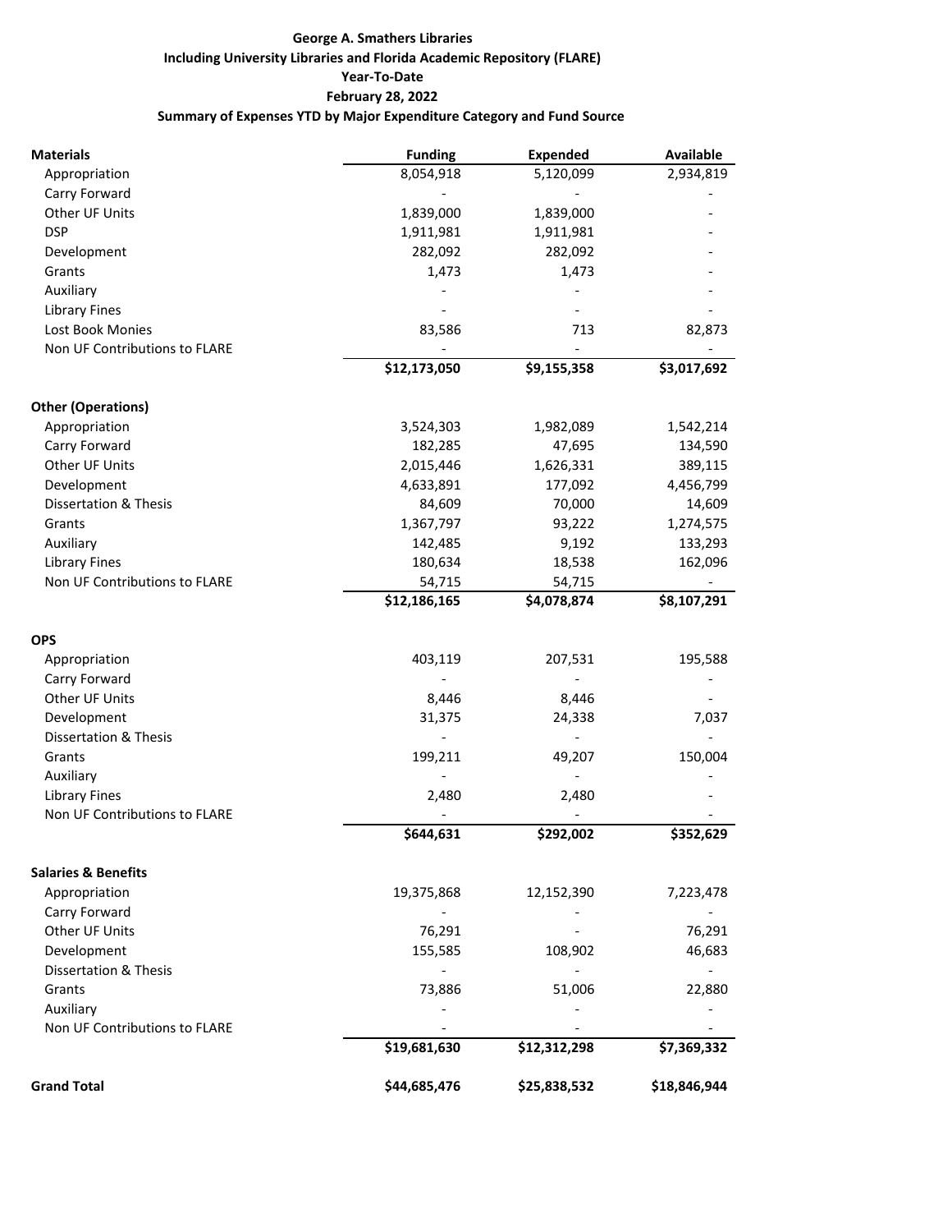**George A. Smathers Libraries**
**Including University Libraries and Florida Academic Repository (FLARE)**
**Year-To-Date**
**February 28, 2022**
**Summary of Expenses YTD by Major Expenditure Category and Fund Source**

| **Materials** | **Funding** | **Expended** | **Available** |
|---|---|---|---|
| Appropriation | 8,054,918 | 5,120,099 | 2,934,819 |
| Carry Forward | - | - | - |
| Other UF Units | 1,839,000 | 1,839,000 | - |
| DSP | 1,911,981 | 1,911,981 | - |
| Development | 282,092 | 282,092 | - |
| Grants | 1,473 | 1,473 | - |
| Auxiliary | - | - | - |
| Library Fines | - | - | - |
| Lost Book Monies | 83,586 | 713 | 82,873 |
| Non UF Contributions to FLARE | - | - | - |
| | **$12,173,050** | **$9,155,358** | **$3,017,692** |
| | | | |
| **Other (Operations)** | | | |
| Appropriation | 3,524,303 | 1,982,089 | 1,542,214 |
| Carry Forward | 182,285 | 47,695 | 134,590 |
| Other UF Units | 2,015,446 | 1,626,331 | 389,115 |
| Development | 4,633,891 | 177,092 | 4,456,799 |
| Dissertation & Thesis | 84,609 | 70,000 | 14,609 |
| Grants | 1,367,797 | 93,222 | 1,274,575 |
| Auxiliary | 142,485 | 9,192 | 133,293 |
| Library Fines | 180,634 | 18,538 | 162,096 |
| Non UF Contributions to FLARE | 54,715 | 54,715 | - |
| | **$12,186,165** | **$4,078,874** | **$8,107,291** |
| | | | |
| **OPS** | | | |
| Appropriation | 403,119 | 207,531 | 195,588 |
| Carry Forward | - | - | - |
| Other UF Units | 8,446 | 8,446 | - |
| Development | 31,375 | 24,338 | 7,037 |
| Dissertation & Thesis | - | - | - |
| Grants | 199,211 | 49,207 | 150,004 |
| Auxiliary | - | - | - |
| Library Fines | 2,480 | 2,480 | - |
| Non UF Contributions to FLARE | - | - | - |
| | **$644,631** | **$292,002** | **$352,629** |
| | | | |
| **Salaries & Benefits** | | | |
| Appropriation | 19,375,868 | 12,152,390 | 7,223,478 |
| Carry Forward | - | - | - |
| Other UF Units | 76,291 | - | 76,291 |
| Development | 155,585 | 108,902 | 46,683 |
| Dissertation & Thesis | - | - | - |
| Grants | 73,886 | 51,006 | 22,880 |
| Auxiliary | - | - | - |
| Non UF Contributions to FLARE | - | - | - |
| | **$19,681,630** | **$12,312,298** | **$7,369,332** |
| | | | |
| **Grand Total** | **$44,685,476** | **$25,838,532** | **$18,846,944** |